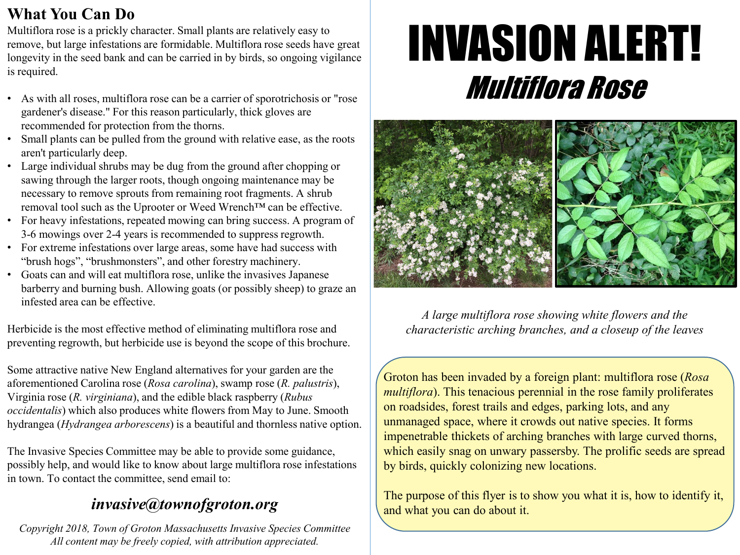## What You Can Do

Multiflora rose is a prickly character. Small plants are relatively easy to remove, but large infestations are formidable. Multiflora rose seeds have great longevity in the seed bank and can be carried in by birds, so ongoing vigilance is required.

- As with all roses, multiflora rose can be a carrier of sporotrichosis or "rose gardener's disease." For this reason particularly, thick gloves are recommended for protection from the thorns.
- Small plants can be pulled from the ground with relative ease, as the roots aren't particularly deep.
- Large individual shrubs may be dug from the ground after chopping or sawing through the larger roots, though ongoing maintenance may be necessary to remove sprouts from remaining root fragments. A shrub removal tool such as the Uprooter or Weed Wrench™ can be effective.
- For heavy infestations, repeated mowing can bring success. A program of 3-6 mowings over 2-4 years is recommended to suppress regrowth.
- For extreme infestations over large areas, some have had success with "brush hogs", "brushmonsters", and other forestry machinery.
- Goats can and will eat multiflora rose, unlike the invasives Japanese barberry and burning bush. Allowing goats (or possibly sheep) to graze an infested area can be effective.

Herbicide is the most effective method of eliminating multiflora rose and preventing regrowth, but herbicide use is beyond the scope of this brochure.

Some attractive native New England alternatives for your garden are the aforementioned Carolina rose (*Rosa carolina*), swamp rose (*R. palustris*), Virginia rose (*R. virginiana*), and the edible black raspberry (*Rubus occidentalis*) which also produces white flowers from May to June. Smooth hydrangea (*Hydrangea arborescens*) is a beautiful and thornless native option.

The Invasive Species Committee may be able to provide some guidance, possibly help, and would like to know about large multiflora rose infestations in town. To contact the committee, send email to:

***invasive@townofgroton.org***

*Copyright 2018, Town of Groton Massachusetts Invasive Species Committee*
*All content may be freely copied, with attribution appreciated.*

# INVASION ALERT!

## *Multiflora Rose*

*A large multiflora rose showing white flowers and the characteristic arching branches, and a closeup of the leaves*

Groton has been invaded by a foreign plant: multiflora rose (*Rosa multiflora*). This tenacious perennial in the rose family proliferates on roadsides, forest trails and edges, parking lots, and any unmanaged space, where it crowds out native species. It forms impenetrable thickets of arching branches with large curved thorns, which easily snag on unwary passersby. The prolific seeds are spread by birds, quickly colonizing new locations.

The purpose of this flyer is to show you what it is, how to identify it, and what you can do about it.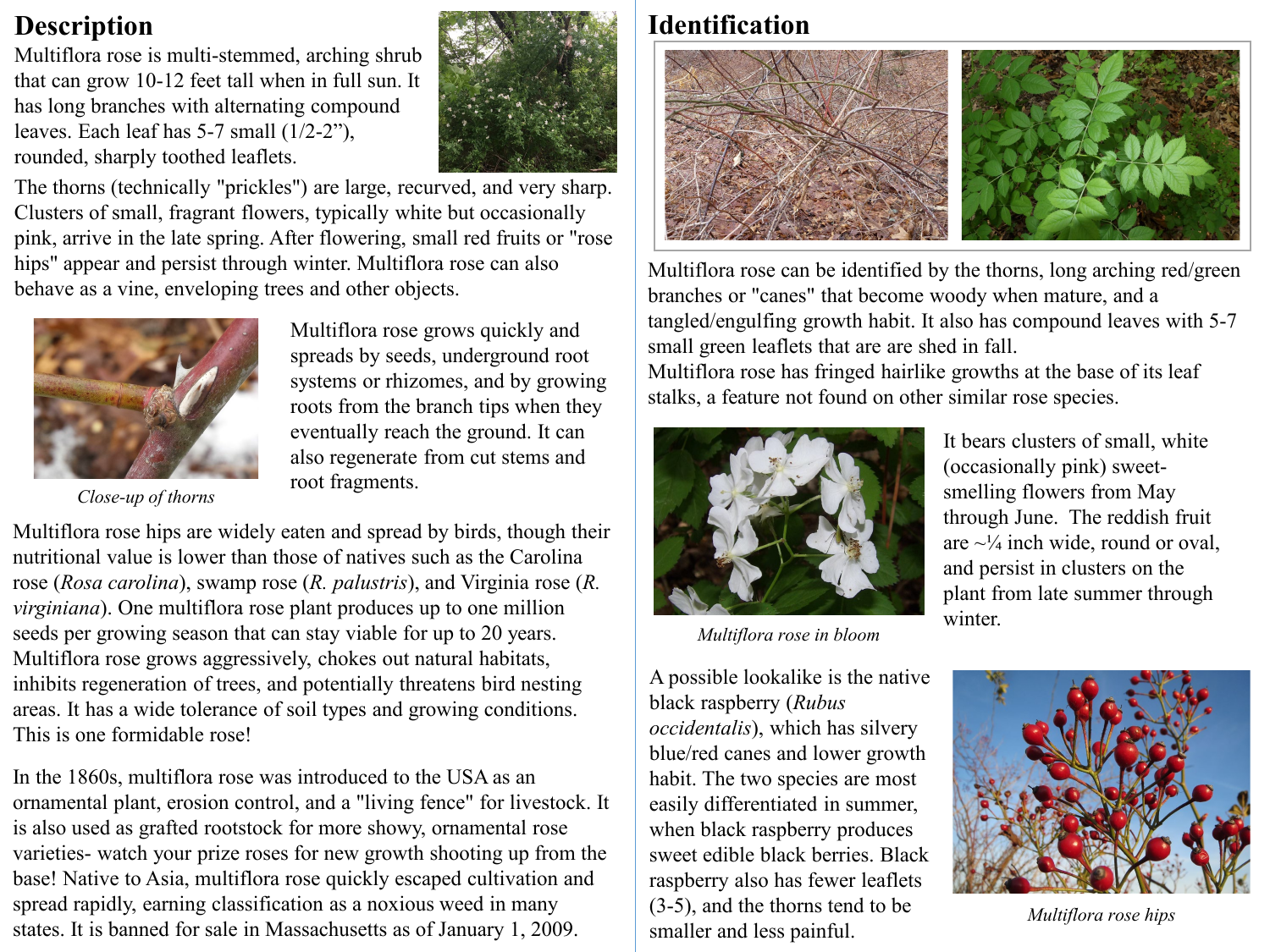## Description

Multiflora rose is multi-stemmed, arching shrub that can grow 10-12 feet tall when in full sun. It has long branches with alternating compound leaves. Each leaf has 5-7 small (1/2-2"), rounded, sharply toothed leaflets.

The thorns (technically "prickles") are large, recurved, and very sharp. Clusters of small, fragrant flowers, typically white but occasionally pink, arrive in the late spring. After flowering, small red fruits or "rose hips" appear and persist through winter. Multiflora rose can also behave as a vine, enveloping trees and other objects.

*Close-up of thorns*

Multiflora rose grows quickly and spreads by seeds, underground root systems or rhizomes, and by growing roots from the branch tips when they eventually reach the ground. It can also regenerate from cut stems and root fragments.

Multiflora rose hips are widely eaten and spread by birds, though their nutritional value is lower than those of natives such as the Carolina rose (*Rosa carolina*), swamp rose (*R. palustris*), and Virginia rose (*R. virginiana*). One multiflora rose plant produces up to one million seeds per growing season that can stay viable for up to 20 years. Multiflora rose grows aggressively, chokes out natural habitats, inhibits regeneration of trees, and potentially threatens bird nesting areas. It has a wide tolerance of soil types and growing conditions. This is one formidable rose!

In the 1860s, multiflora rose was introduced to the USA as an ornamental plant, erosion control, and a "living fence" for livestock. It is also used as grafted rootstock for more showy, ornamental rose varieties- watch your prize roses for new growth shooting up from the base! Native to Asia, multiflora rose quickly escaped cultivation and spread rapidly, earning classification as a noxious weed in many states. It is banned for sale in Massachusetts as of January 1, 2009.

## Identification

Multiflora rose can be identified by the thorns, long arching red/green branches or "canes" that become woody when mature, and a tangled/engulfing growth habit. It also has compound leaves with 5-7 small green leaflets that are are shed in fall.
Multiflora rose has fringed hairlike growths at the base of its leaf stalks, a feature not found on other similar rose species.

*Multiflora rose in bloom*

It bears clusters of small, white (occasionally pink) sweet-smelling flowers from May through June. The reddish fruit are ~¼ inch wide, round or oval, and persist in clusters on the plant from late summer through winter.

A possible lookalike is the native black raspberry (*Rubus occidentalis*), which has silvery blue/red canes and lower growth habit. The two species are most easily differentiated in summer, when black raspberry produces sweet edible black berries. Black raspberry also has fewer leaflets (3-5), and the thorns tend to be smaller and less painful.

*Multiflora rose hips*